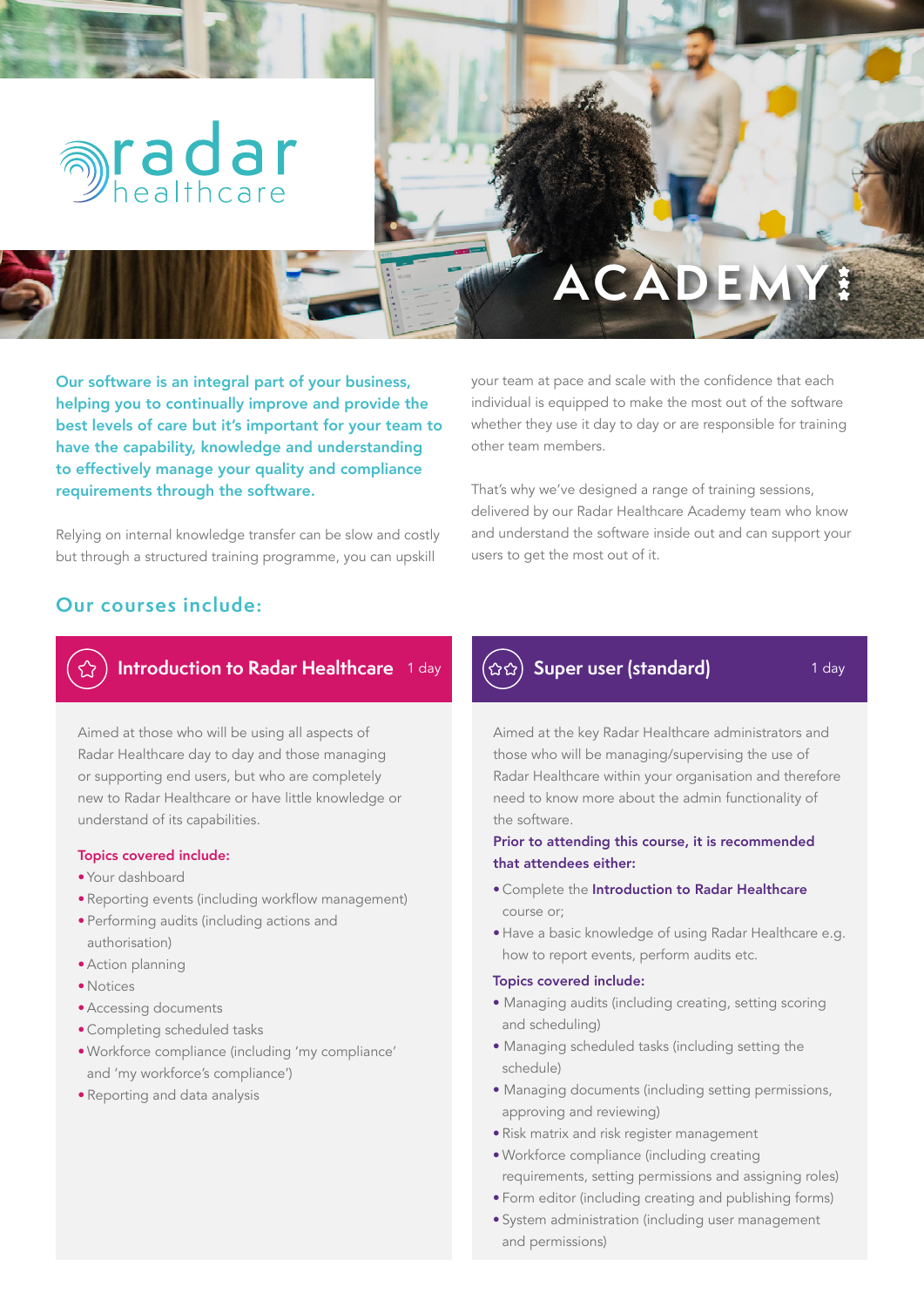# radar healthcare

# ACADEMY

**Our software is an integral part of your business, helping you to continually improve and provide the best levels of care but it's important for your team to have the capability, knowledge and understanding to effectively manage your quality and compliance requirements through the software.**

Relying on internal knowledge transfer can be slow and costly but through a structured training programme, you can upskill your team at pace and scale with the confidence that each individual is equipped to make the most out of the software whether they use it day to day or are responsible for training other team members.

That's why we've designed a range of training sessions, delivered by our Radar Healthcare Academy team who know and understand the software inside out and can support your users to get the most out of it.

## Our courses include:

### Introduction to Radar Healthcare — 1 day

Aimed at those who will be using all aspects of Radar Healthcare day to day and those managing or supporting end users, but who are completely new to Radar Healthcare or have little knowledge or understand of its capabilities.

**Topics covered include:**

- Your dashboard
- Reporting events (including workflow management)
- Performing audits (including actions and authorisation)
- Action planning
- Notices
- Accessing documents
- Completing scheduled tasks
- Workforce compliance (including 'my compliance' and 'my workforce's compliance')
- Reporting and data analysis

### Super user (standard) — 1 day

Aimed at the key Radar Healthcare administrators and those who will be managing/supervising the use of Radar Healthcare within your organisation and therefore need to know more about the admin functionality of the software.

**Prior to attending this course, it is recommended that attendees either:**

- Complete the **Introduction to Radar Healthcare** course or;
- Have a basic knowledge of using Radar Healthcare e.g. how to report events, perform audits etc.

**Topics covered include:**

- Managing audits (including creating, setting scoring and scheduling)
- Managing scheduled tasks (including setting the schedule)
- Managing documents (including setting permissions, approving and reviewing)
- Risk matrix and risk register management
- Workforce compliance (including creating requirements, setting permissions and assigning roles)
- Form editor (including creating and publishing forms)
- System administration (including user management and permissions)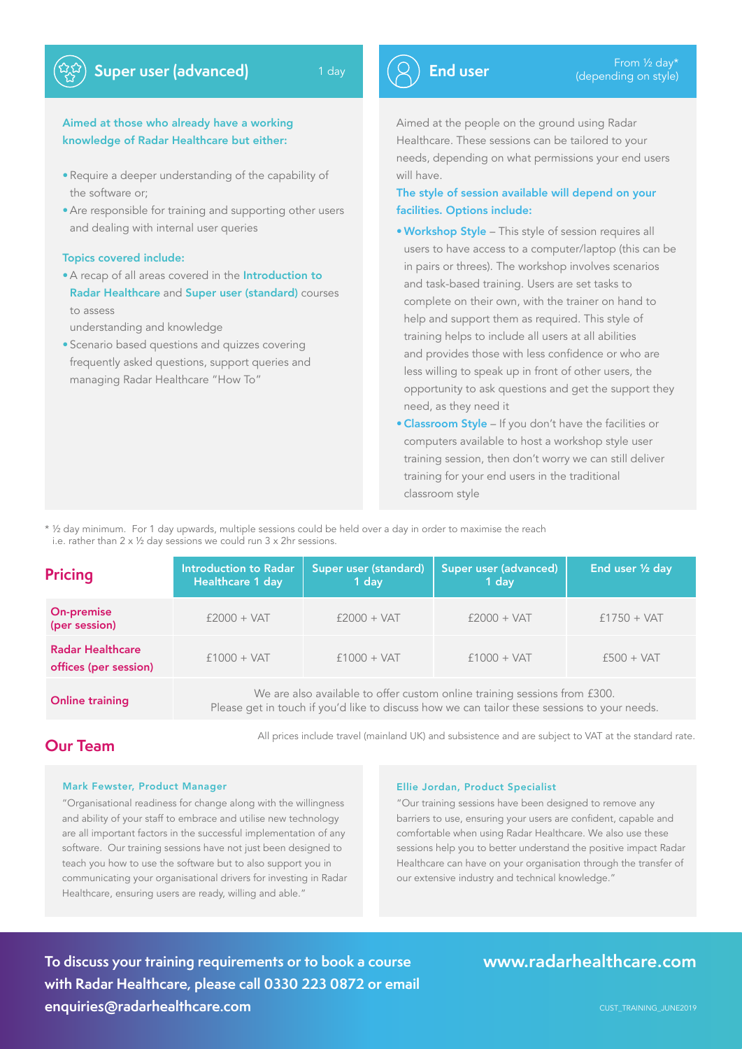## Super user (advanced)

1 day

**Aimed at those who already have a working knowledge of Radar Healthcare but either:**

- Require a deeper understanding of the capability of the software or;
- Are responsible for training and supporting other users and dealing with internal user queries

**Topics covered include:**

- A recap of all areas covered in the **Introduction to Radar Healthcare** and **Super user (standard)** courses to assess understanding and knowledge
- Scenario based questions and quizzes covering frequently asked questions, support queries and managing Radar Healthcare "How To"

## End user

From ½ day* (depending on style)

Aimed at the people on the ground using Radar Healthcare. These sessions can be tailored to your needs, depending on what permissions your end users will have.

**The style of session available will depend on your facilities. Options include:**

- **Workshop Style** – This style of session requires all users to have access to a computer/laptop (this can be in pairs or threes). The workshop involves scenarios and task-based training. Users are set tasks to complete on their own, with the trainer on hand to help and support them as required. This style of training helps to include all users at all abilities and provides those with less confidence or who are less willing to speak up in front of other users, the opportunity to ask questions and get the support they need, as they need it
- **Classroom Style** – If you don't have the facilities or computers available to host a workshop style user training session, then don't worry we can still deliver training for your end users in the traditional classroom style

* ½ day minimum. For 1 day upwards, multiple sessions could be held over a day in order to maximise the reach i.e. rather than 2 x ½ day sessions we could run 3 x 2hr sessions.

## Pricing

| Pricing | Introduction to Radar Healthcare 1 day | Super user (standard) 1 day | Super user (advanced) 1 day | End user ½ day |
|---|---|---|---|---|
| **On-premise (per session)** | £2000 + VAT | £2000 + VAT | £2000 + VAT | £1750 + VAT |
| **Radar Healthcare offices (per session)** | £1000 + VAT | £1000 + VAT | £1000 + VAT | £500 + VAT |
| **Online training** | We are also available to offer custom online training sessions from £300. Please get in touch if you'd like to discuss how we can tailor these sessions to your needs. | | | |

All prices include travel (mainland UK) and subsistence and are subject to VAT at the standard rate.

## Our Team

**Mark Fewster, Product Manager**

"Organisational readiness for change along with the willingness and ability of your staff to embrace and utilise new technology are all important factors in the successful implementation of any software. Our training sessions have not just been designed to teach you how to use the software but to also support you in communicating your organisational drivers for investing in Radar Healthcare, ensuring users are ready, willing and able."

**Ellie Jordan, Product Specialist**

"Our training sessions have been designed to remove any barriers to use, ensuring your users are confident, capable and comfortable when using Radar Healthcare. We also use these sessions help you to better understand the positive impact Radar Healthcare can have on your organisation through the transfer of our extensive industry and technical knowledge."

**To discuss your training requirements or to book a course with Radar Healthcare, please call 0330 223 0872 or email enquiries@radarhealthcare.com**

**www.radarhealthcare.com**

CUST_TRAINING_JUNE2019